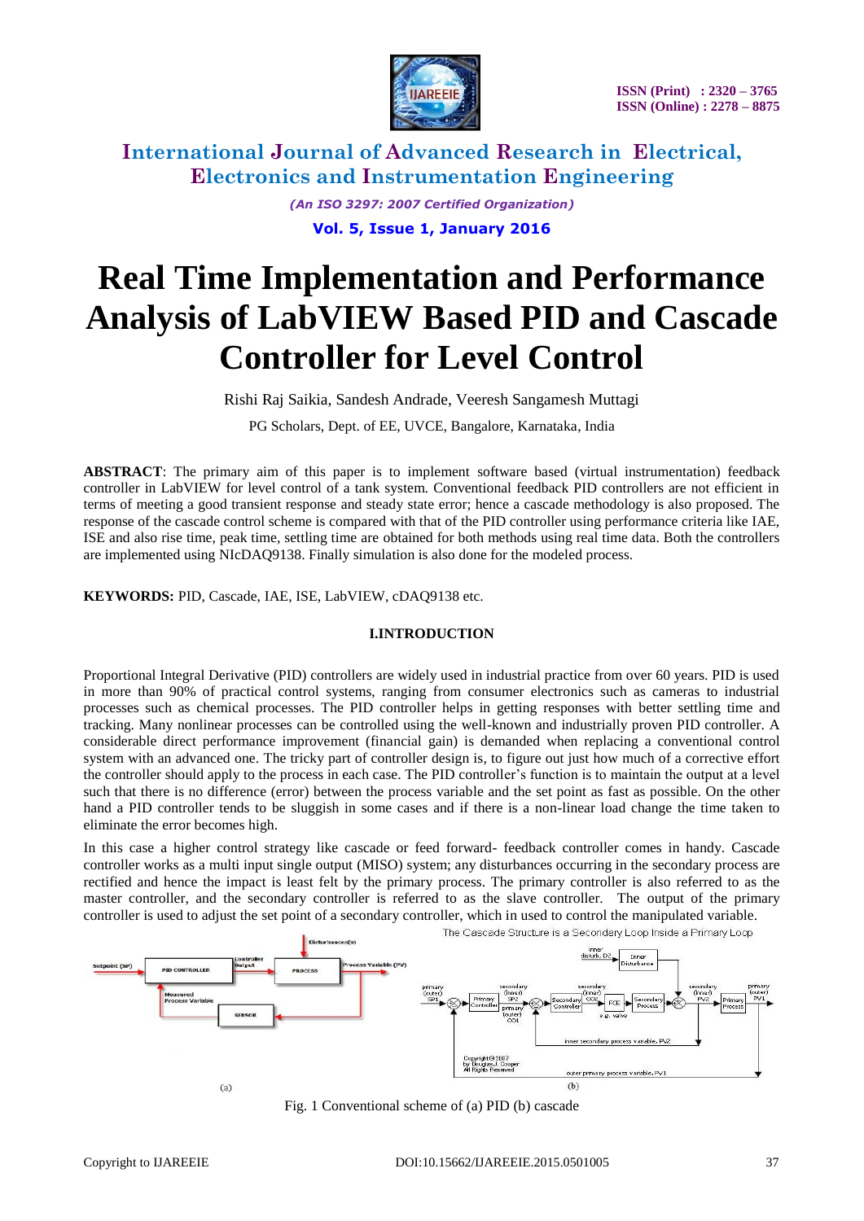# Real Time Implementation and Performance Analysis of LabVIEW Based PID and Cascade Controller for Level Control

Rishi Raj Saikia, Sandesh Andrade, Veeresh Sangamesh Muttagi

PG Scholars, Dept. of EE, UVCE, Bangalore, Karnataka, India

**ABSTRACT**: The primary aim of this paper is to implement software based (virtual instrumentation) feedback controller in LabVIEW for level control of a tank system. Conventional feedback PID controllers are not efficient in terms of meeting a good transient response and steady state error; hence a cascade methodology is also proposed. The response of the cascade control scheme is compared with that of the PID controller using performance criteria like IAE, ISE and also rise time, peak time, settling time are obtained for both methods using real time data. Both the controllers are implemented using NIcDAQ9138. Finally simulation is also done for the modeled process.

**KEYWORDS:** PID, Cascade, IAE, ISE, LabVIEW, cDAQ9138 etc.

## I.INTRODUCTION

Proportional Integral Derivative (PID) controllers are widely used in industrial practice from over 60 years. PID is used in more than 90% of practical control systems, ranging from consumer electronics such as cameras to industrial processes such as chemical processes. The PID controller helps in getting responses with better settling time and tracking. Many nonlinear processes can be controlled using the well-known and industrially proven PID controller. A considerable direct performance improvement (financial gain) is demanded when replacing a conventional control system with an advanced one. The tricky part of controller design is, to figure out just how much of a corrective effort the controller should apply to the process in each case. The PID controller's function is to maintain the output at a level such that there is no difference (error) between the process variable and the set point as fast as possible. On the other hand a PID controller tends to be sluggish in some cases and if there is a non-linear load change the time taken to eliminate the error becomes high.

In this case a higher control strategy like cascade or feed forward- feedback controller comes in handy. Cascade controller works as a multi input single output (MISO) system; any disturbances occurring in the secondary process are rectified and hence the impact is least felt by the primary process. The primary controller is also referred to as the master controller, and the secondary controller is referred to as the slave controller. The output of the primary controller is used to adjust the set point of a secondary controller, which in used to control the manipulated variable.

Fig. 1 Conventional scheme of (a) PID (b) cascade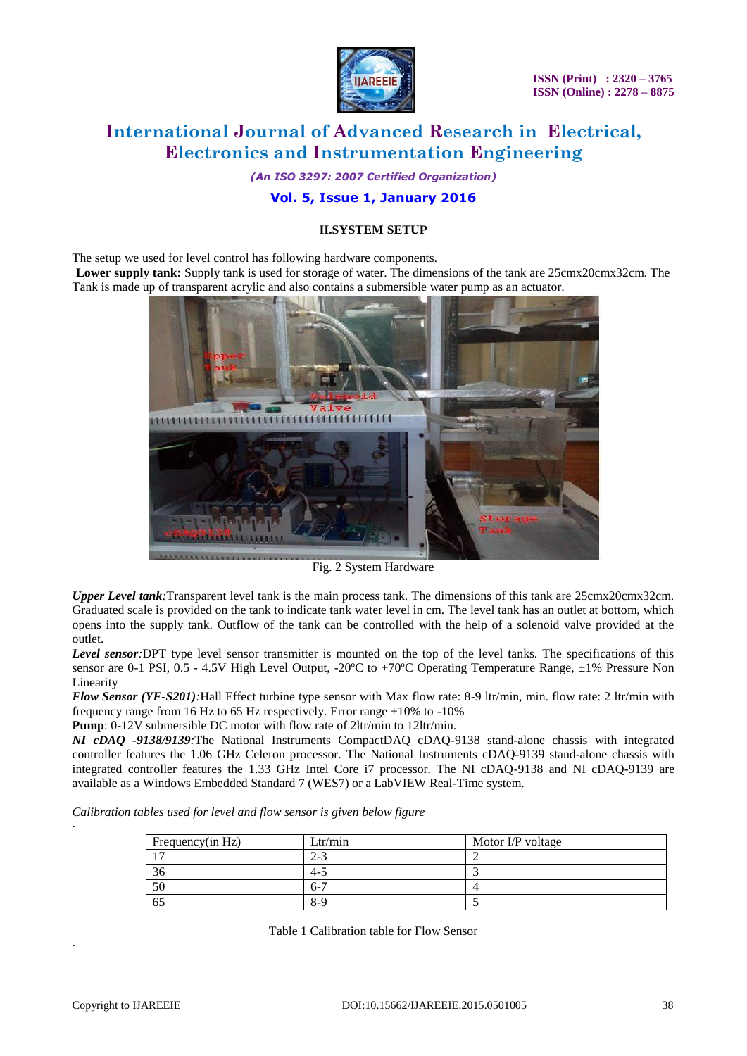## II.SYSTEM SETUP

The setup we used for level control has following hardware components.

**Lower supply tank:** Supply tank is used for storage of water. The dimensions of the tank are 25cmx20cmx32cm. The Tank is made up of transparent acrylic and also contains a submersible water pump as an actuator.

Fig. 2 System Hardware

***Upper Level tank***:Transparent level tank is the main process tank. The dimensions of this tank are 25cmx20cmx32cm. Graduated scale is provided on the tank to indicate tank water level in cm. The level tank has an outlet at bottom, which opens into the supply tank. Outflow of the tank can be controlled with the help of a solenoid valve provided at the outlet.

***Level sensor***:DPT type level sensor transmitter is mounted on the top of the level tanks. The specifications of this sensor are 0-1 PSI, 0.5 - 4.5V High Level Output, -20ºC to +70ºC Operating Temperature Range, ±1% Pressure Non Linearity

***Flow Sensor (YF-S201)***:Hall Effect turbine type sensor with Max flow rate: 8-9 ltr/min, min. flow rate: 2 ltr/min with frequency range from 16 Hz to 65 Hz respectively. Error range +10% to -10%

**Pump**: 0-12V submersible DC motor with flow rate of 2ltr/min to 12ltr/min.

***NI cDAQ -9138/9139***:The National Instruments CompactDAQ cDAQ-9138 stand-alone chassis with integrated controller features the 1.06 GHz Celeron processor. The National Instruments cDAQ-9139 stand-alone chassis with integrated controller features the 1.33 GHz Intel Core i7 processor. The NI cDAQ-9138 and NI cDAQ-9139 are available as a Windows Embedded Standard 7 (WES7) or a LabVIEW Real-Time system.

*Calibration tables used for level and flow sensor is given below figure*

| Frequency(in Hz) | Ltr/min | Motor I/P voltage |
|---|---|---|
| 17 | 2-3 | 2 |
| 36 | 4-5 | 3 |
| 50 | 6-7 | 4 |
| 65 | 8-9 | 5 |

Table 1 Calibration table for Flow Sensor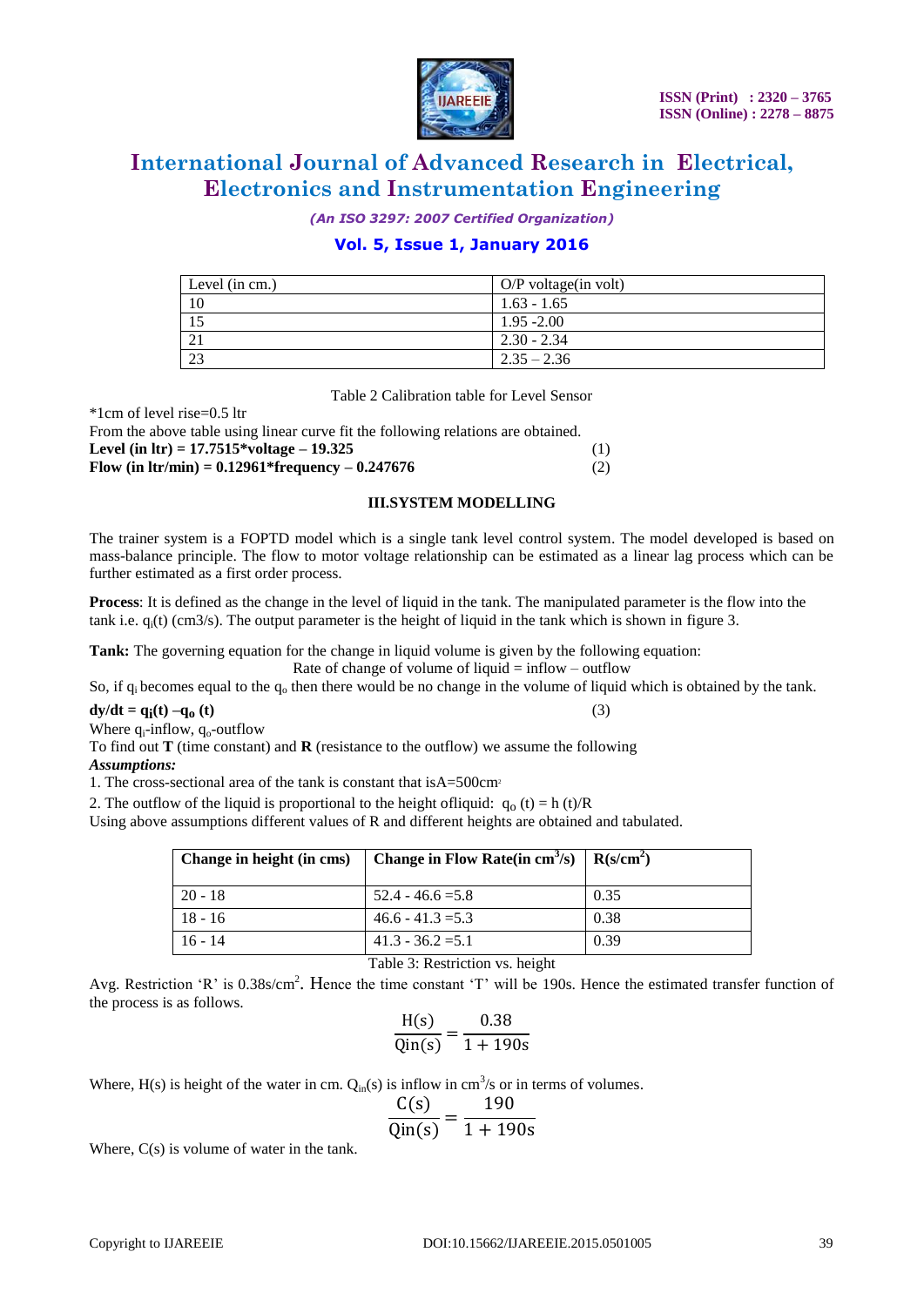| Level (in cm.) | O/P voltage(in volt) |
|---|---|
| 10 | 1.63 - 1.65 |
| 15 | 1.95 -2.00 |
| 21 | 2.30 - 2.34 |
| 23 | 2.35 – 2.36 |

Table 2 Calibration table for Level Sensor

*1cm of level rise=0.5 ltr

From the above table using linear curve fit the following relations are obtained.

**Level (in ltr) = 17.7515*voltage – 19.325** (1)

**Flow (in ltr/min) = 0.12961*frequency – 0.247676** (2)

## III.SYSTEM MODELLING

The trainer system is a FOPTD model which is a single tank level control system. The model developed is based on mass-balance principle. The flow to motor voltage relationship can be estimated as a linear lag process which can be further estimated as a first order process.

**Process**: It is defined as the change in the level of liquid in the tank. The manipulated parameter is the flow into the tank i.e. $q_i(t)$ (cm3/s). The output parameter is the height of liquid in the tank which is shown in figure 3.

**Tank:** The governing equation for the change in liquid volume is given by the following equation:

Rate of change of volume of liquid = inflow – outflow

So, if $q_i$ becomes equal to the $q_o$ then there would be no change in the volume of liquid which is obtained by the tank.

$$dy/dt = q_i(t) - q_o(t) \quad (3)$$

Where $q_i$-inflow, $q_o$-outflow

To find out **T** (time constant) and **R** (resistance to the outflow) we assume the following

***Assumptions:***

1. The cross-sectional area of the tank is constant that is$A=500cm^2$
2. The outflow of the liquid is proportional to the height ofliquid: $q_o(t) = h(t)/R$

Using above assumptions different values of R and different heights are obtained and tabulated.

| Change in height (in cms) | Change in Flow Rate(in $cm^3$/s) | R(s/$cm^2$) |
|---|---|---|
| 20 - 18 | 52.4 - 46.6 =5.8 | 0.35 |
| 18 - 16 | 46.6 - 41.3 =5.3 | 0.38 |
| 16 - 14 | 41.3 - 36.2 =5.1 | 0.39 |

Table 3: Restriction vs. height

Avg. Restriction 'R' is 0.38s/$cm^2$. Hence the time constant 'T' will be 190s. Hence the estimated transfer function of the process is as follows.

$$\frac{H(s)}{Qin(s)} = \frac{0.38}{1 + 190s}$$

Where, H(s) is height of the water in cm. $Q_{in}(s)$ is inflow in $cm^3$/s or in terms of volumes.

$$\frac{C(s)}{Qin(s)} = \frac{190}{1 + 190s}$$

Where, C(s) is volume of water in the tank.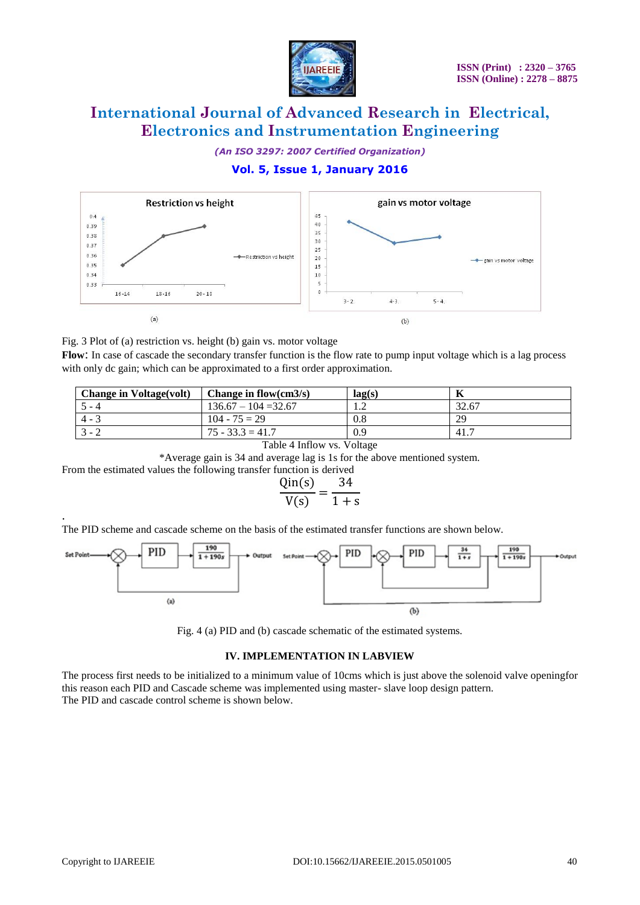(a)

(b)

Fig. 3 Plot of (a) restriction vs. height (b) gain vs. motor voltage

**Flow**: In case of cascade the secondary transfer function is the flow rate to pump input voltage which is a lag process with only dc gain; which can be approximated to a first order approximation.

| Change in Voltage(volt) | Change in flow(cm3/s) | lag(s) | K |
|---|---|---|---|
| 5 - 4 | 136.67 – 104 =32.67 | 1.2 | 32.67 |
| 4 - 3 | 104 - 75 = 29 | 0.8 | 29 |
| 3 - 2 | 75 - 33.3 = 41.7 | 0.9 | 41.7 |

Table 4 Inflow vs. Voltage

*Average gain is 34 and average lag is 1s for the above mentioned system.

From the estimated values the following transfer function is derived

$$\frac{\mathrm{Qin}(s)}{\mathrm{V}(s)} = \frac{34}{1+s}$$

.

The PID scheme and cascade scheme on the basis of the estimated transfer functions are shown below.

(a)

(b)

Fig. 4 (a) PID and (b) cascade schematic of the estimated systems.

### IV. IMPLEMENTATION IN LABVIEW

The process first needs to be initialized to a minimum value of 10cms which is just above the solenoid valve openingfor this reason each PID and Cascade scheme was implemented using master- slave loop design pattern.

The PID and cascade control scheme is shown below.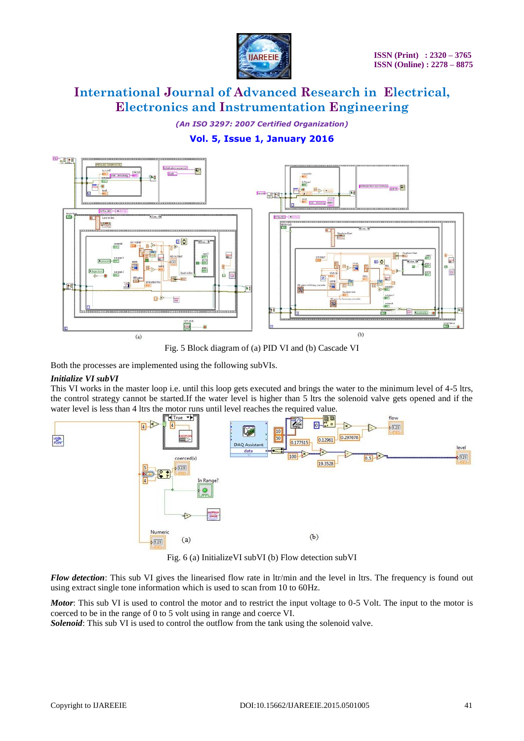Fig. 5 Block diagram of (a) PID VI and (b) Cascade VI

Both the processes are implemented using the following subVIs.

***Initialize VI subVI***

This VI works in the master loop i.e. until this loop gets executed and brings the water to the minimum level of 4-5 ltrs, the control strategy cannot be started.If the water level is higher than 5 ltrs the solenoid valve gets opened and if the water level is less than 4 ltrs the motor runs until level reaches the required value.

Fig. 6 (a) InitializeVI subVI (b) Flow detection subVI

***Flow detection***: This sub VI gives the linearised flow rate in ltr/min and the level in ltrs. The frequency is found out using extract single tone information which is used to scan from 10 to 60Hz.

***Motor***: This sub VI is used to control the motor and to restrict the input voltage to 0-5 Volt. The input to the motor is coerced to be in the range of 0 to 5 volt using in range and coerce VI.

***Solenoid***: This sub VI is used to control the outflow from the tank using the solenoid valve.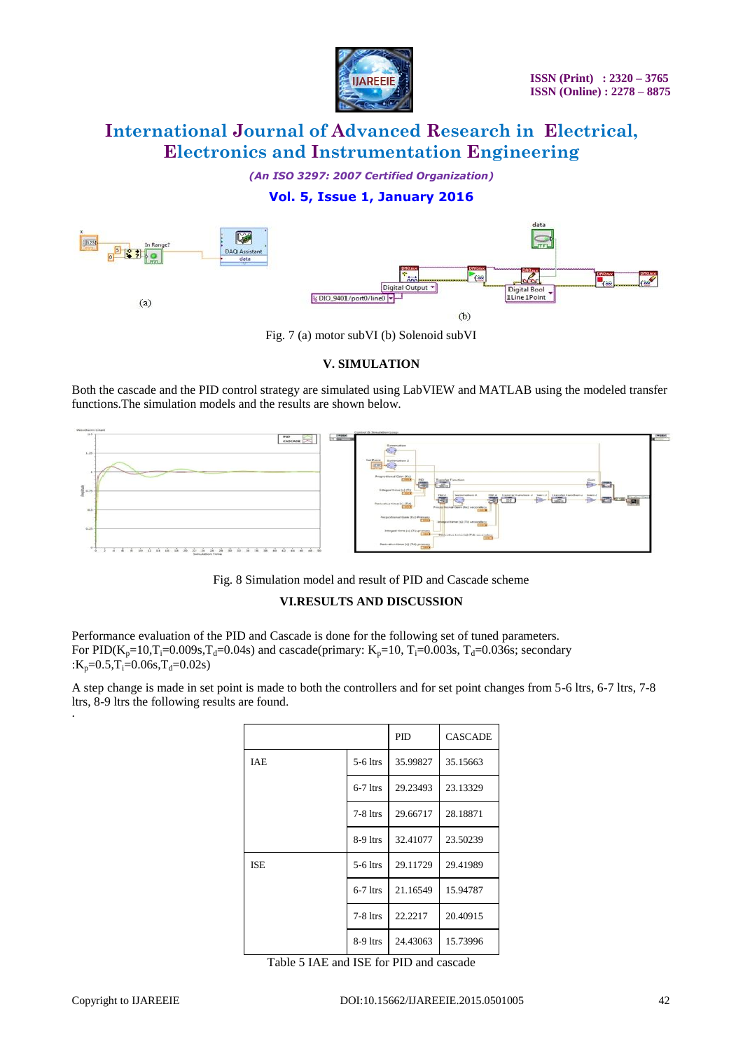Fig. 7 (a) motor subVI (b) Solenoid subVI

## V. SIMULATION

Both the cascade and the PID control strategy are simulated using LabVIEW and MATLAB using the modeled transfer functions.The simulation models and the results are shown below.

Fig. 8 Simulation model and result of PID and Cascade scheme

## VI.RESULTS AND DISCUSSION

Performance evaluation of the PID and Cascade is done for the following set of tuned parameters.
For PID($K_p$=10,$T_i$=0.009s,$T_d$=0.04s) and cascade(primary: $K_p$=10, $T_i$=0.003s, $T_d$=0.036s; secondary :$K_p$=0.5,$T_i$=0.06s,$T_d$=0.02s)

A step change is made in set point is made to both the controllers and for set point changes from 5-6 ltrs, 6-7 ltrs, 7-8 ltrs, 8-9 ltrs the following results are found.

.

| | | PID | CASCADE |
|---|---|---|---|
| IAE | 5-6 ltrs | 35.99827 | 35.15663 |
| | 6-7 ltrs | 29.23493 | 23.13329 |
| | 7-8 ltrs | 29.66717 | 28.18871 |
| | 8-9 ltrs | 32.41077 | 23.50239 |
| ISE | 5-6 ltrs | 29.11729 | 29.41989 |
| | 6-7 ltrs | 21.16549 | 15.94787 |
| | 7-8 ltrs | 22.2217 | 20.40915 |
| | 8-9 ltrs | 24.43063 | 15.73996 |

Table 5 IAE and ISE for PID and cascade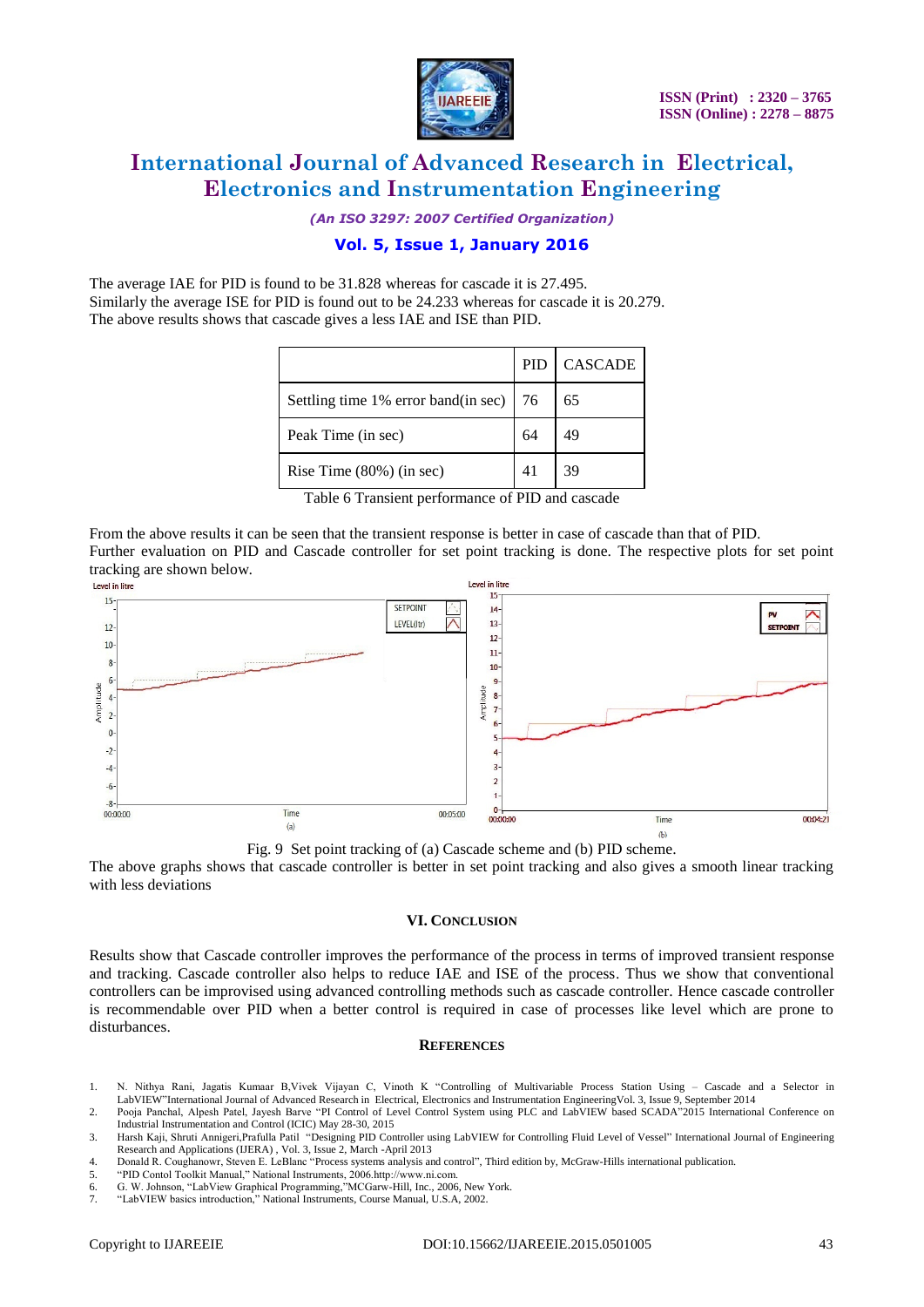The average IAE for PID is found to be 31.828 whereas for cascade it is 27.495.
Similarly the average ISE for PID is found out to be 24.233 whereas for cascade it is 20.279.
The above results shows that cascade gives a less IAE and ISE than PID.

| | PID | CASCADE |
|---|---|---|
| Settling time 1% error band(in sec) | 76 | 65 |
| Peak Time (in sec) | 64 | 49 |
| Rise Time (80%) (in sec) | 41 | 39 |

Table 6 Transient performance of PID and cascade

From the above results it can be seen that the transient response is better in case of cascade than that of PID.
Further evaluation on PID and Cascade controller for set point tracking is done. The respective plots for set point tracking are shown below.

Level in litre
SETPOINT
LEVEL(ltr)
Amplitude
15
12
10
8
6
4
2
0
-2
-4
-6
-8
00:00:00
Time
00:05:00
(a)

Level in litre
PV
SETPOINT
Amplitude
15
14
13
12
11
10
9
8
7
6
5
4
3
2
1
0
00:00:00
Time
00:04:21
(b)

Fig. 9 Set point tracking of (a) Cascade scheme and (b) PID scheme.

The above graphs shows that cascade controller is better in set point tracking and also gives a smooth linear tracking with less deviations

## VI. Conclusion

Results show that Cascade controller improves the performance of the process in terms of improved transient response and tracking. Cascade controller also helps to reduce IAE and ISE of the process. Thus we show that conventional controllers can be improvised using advanced controlling methods such as cascade controller. Hence cascade controller is recommendable over PID when a better control is required in case of processes like level which are prone to disturbances.

## References

1. N. Nithya Rani, Jagatis Kumaar B,Vivek Vijayan C, Vinoth K "Controlling of Multivariable Process Station Using – Cascade and a Selector in LabVIEW"International Journal of Advanced Research in Electrical, Electronics and Instrumentation EngineeringVol. 3, Issue 9, September 2014
2. Pooja Panchal, Alpesh Patel, Jayesh Barve "PI Control of Level Control System using PLC and LabVIEW based SCADA"2015 International Conference on Industrial Instrumentation and Control (ICIC) May 28-30, 2015
3. Harsh Kaji, Shruti Annigeri,Prafulla Patil "Designing PID Controller using LabVIEW for Controlling Fluid Level of Vessel" International Journal of Engineering Research and Applications (IJERA) , Vol. 3, Issue 2, March -April 2013
4. Donald R. Coughanowr, Steven E. LeBlanc "Process systems analysis and control", Third edition by, McGraw-Hills international publication.
5. "PID Contol Toolkit Manual," National Instruments, 2006.http://www.ni.com.
6. G. W. Johnson, "LabView Graphical Programming,"MCGarw-Hill, Inc., 2006, New York.
7. "LabVIEW basics introduction," National Instruments, Course Manual, U.S.A, 2002.